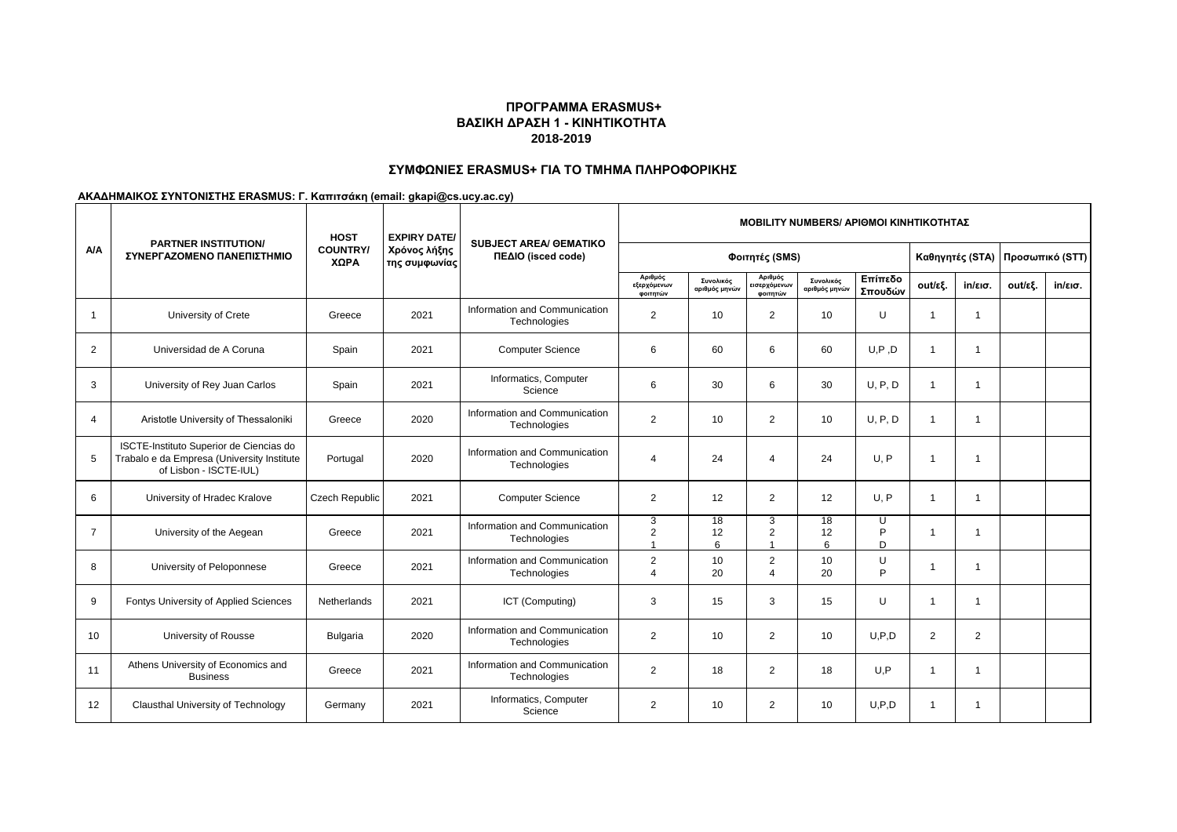**ΠΡΟΓΡΑΜΜΑ ERASMUS+**
**ΒΑΣΙΚΗ ΔΡΑΣΗ 1 - ΚΙΝΗΤΙΚΟΤΗΤΑ**
**2018-2019**

**ΣΥΜΦΩΝΙΕΣ ERASMUS+ ΓΙΑ ΤΟ ΤΜΗΜΑ ΠΛΗΡΟΦΟΡΙΚΗΣ**

**ΑΚΑΔΗΜΑΙΚΟΣ ΣΥΝΤΟΝΙΣΤΗΣ ERASMUS: Γ. Καπιτσάκη (email: gkapi@cs.ucy.ac.cy)**

| A/A | PARTNER INSTITUTION/ ΣΥΝΕΡΓΑΖΟΜΕΝΟ ΠΑΝΕΠΙΣΤΗΜΙΟ | HOST COUNTRY/ ΧΩΡΑ | EXPIRY DATE/ Χρόνος λήξης της συμφωνίας | SUBJECT AREA/ ΘΕΜΑΤΙΚΟ ΠΕΔΙΟ (isced code) | MOBILITY NUMBERS/ ΑΡΙΘΜΟΙ ΚΙΝΗΤΙΚΟΤΗΤΑΣ | | | | | | | | |
|---|---|---|---|---|---|---|---|---|---|---|---|---|---|
| | | | | | Φοιτητές (SMS) | | | | | Καθηγητές (STA) | | Προσωπικό (STT) | |
| | | | | | Αριθμός εξερχόμενων φοιτητών | Συνολικός αριθμός μηνών | Αριθμός εισερχόμενων φοιτητών | Συνολικός αριθμός μηνών | Επίπεδο Σπουδών | out/εξ. | in/εισ. | out/εξ. | in/εισ. |
| 1 | University of Crete | Greece | 2021 | Information and Communication Technologies | 2 | 10 | 2 | 10 | U | 1 | 1 | | |
| 2 | Universidad de A Coruna | Spain | 2021 | Computer Science | 6 | 60 | 6 | 60 | U,P ,D | 1 | 1 | | |
| 3 | University of Rey Juan Carlos | Spain | 2021 | Informatics, Computer Science | 6 | 30 | 6 | 30 | U, P, D | 1 | 1 | | |
| 4 | Aristotle University of Thessaloniki | Greece | 2020 | Information and Communication Technologies | 2 | 10 | 2 | 10 | U, P, D | 1 | 1 | | |
| 5 | ISCTE-Instituto Superior de Ciencias do Trabalo e da Empresa (University Institute of Lisbon - ISCTE-IUL) | Portugal | 2020 | Information and Communication Technologies | 4 | 24 | 4 | 24 | U, P | 1 | 1 | | |
| 6 | University of Hradec Kralove | Czech Republic | 2021 | Computer Science | 2 | 12 | 2 | 12 | U, P | 1 | 1 | | |
| 7 | University of the Aegean | Greece | 2021 | Information and Communication Technologies | 3<br>2<br>1 | 18<br>12<br>6 | 3<br>2<br>1 | 18<br>12<br>6 | U<br>P<br>D | 1 | 1 | | |
| 8 | University of Peloponnese | Greece | 2021 | Information and Communication Technologies | 2<br>4 | 10<br>20 | 2<br>4 | 10<br>20 | U<br>P | 1 | 1 | | |
| 9 | Fontys University of Applied Sciences | Netherlands | 2021 | ICT (Computing) | 3 | 15 | 3 | 15 | U | 1 | 1 | | |
| 10 | University of Rousse | Bulgaria | 2020 | Information and Communication Technologies | 2 | 10 | 2 | 10 | U,P,D | 2 | 2 | | |
| 11 | Athens University of Economics and Business | Greece | 2021 | Information and Communication Technologies | 2 | 18 | 2 | 18 | U,P | 1 | 1 | | |
| 12 | Clausthal University of Technology | Germany | 2021 | Informatics, Computer Science | 2 | 10 | 2 | 10 | U,P,D | 1 | 1 | | |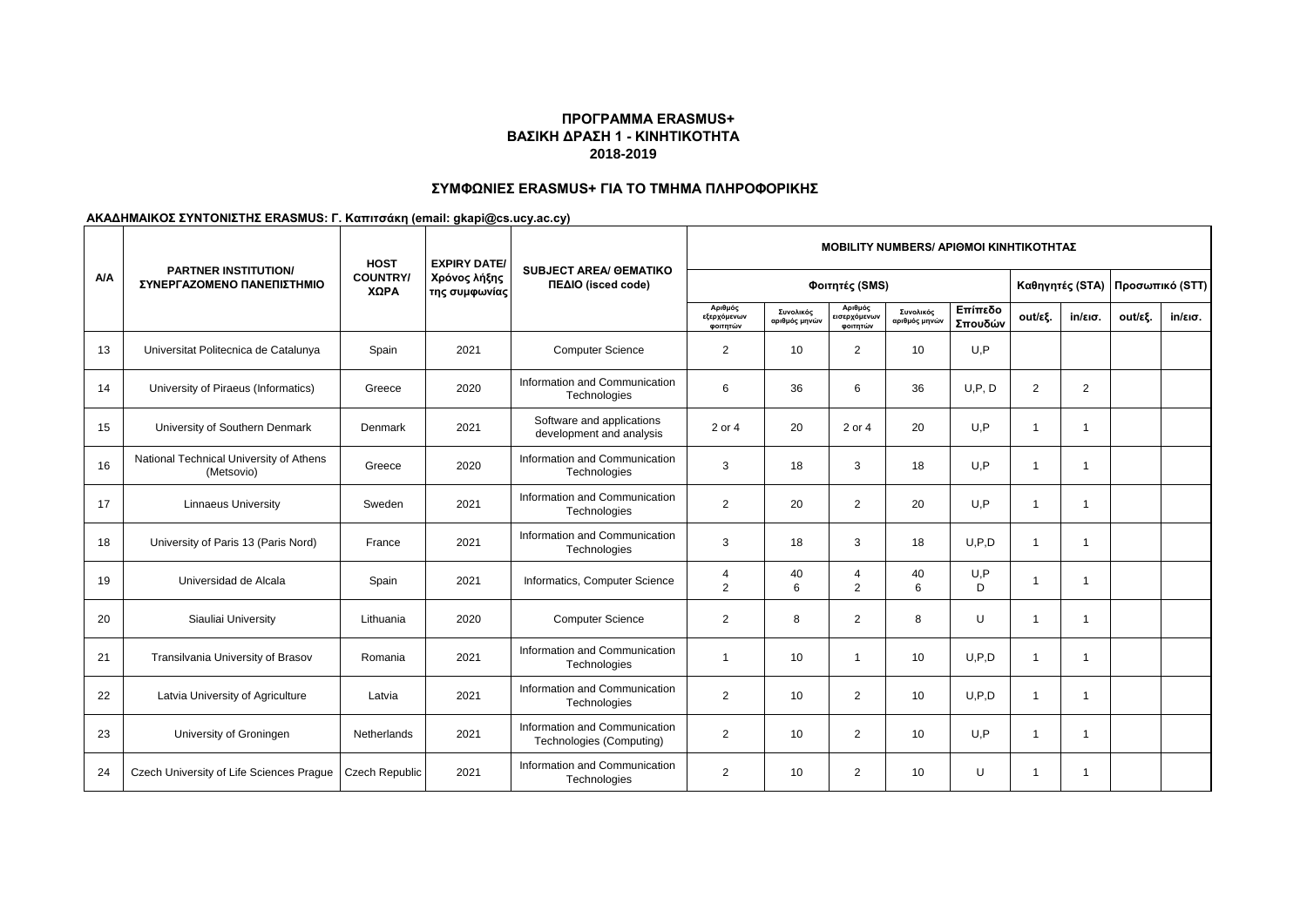**ΠΡΟΓΡΑΜΜΑ ERASMUS+**
**ΒΑΣΙΚΗ ΔΡΑΣΗ 1 - ΚΙΝΗΤΙΚΟΤΗΤΑ**
**2018-2019**

**ΣΥΜΦΩΝΙΕΣ ERASMUS+ ΓΙΑ ΤΟ ΤΜΗΜΑ ΠΛΗΡΟΦΟΡΙΚΗΣ**

**ΑΚΑΔΗΜΑΙΚΟΣ ΣΥΝΤΟΝΙΣΤΗΣ ERASMUS: Γ. Καπιτσάκη (email: gkapi@cs.ucy.ac.cy)**

| Α/Α | PARTNER INSTITUTION/ ΣΥΝΕΡΓΑΖΟΜΕΝΟ ΠΑΝΕΠΙΣΤΗΜΙΟ | HOST COUNTRY/ ΧΩΡΑ | EXPIRY DATE/ Χρόνος λήξης της συμφωνίας | SUBJECT AREA/ ΘΕΜΑΤΙΚΟ ΠΕΔΙΟ (isced code) | MOBILITY NUMBERS/ ΑΡΙΘΜΟΙ ΚΙΝΗΤΙΚΟΤΗΤΑΣ | | | | | | | | |
|---|---|---|---|---|---|---|---|---|---|---|---|---|---|
| | | | | | Φοιτητές (SMS) | | | | | Καθηγητές (STA) | | Προσωπικό (STT) | |
| | | | | | Αριθμός εξερχόμενων φοιτητών | Συνολικός αριθμός μηνών | Αριθμός εισερχόμενων φοιτητών | Συνολικός αριθμός μηνών | Επίπεδο Σπουδών | out/εξ. | in/εισ. | out/εξ. | in/εισ. |
| 13 | Universitat Politecnica de Catalunya | Spain | 2021 | Computer Science | 2 | 10 | 2 | 10 | U,P | | | | |
| 14 | University of Piraeus (Informatics) | Greece | 2020 | Information and Communication Technologies | 6 | 36 | 6 | 36 | U,P, D | 2 | 2 | | |
| 15 | University of Southern Denmark | Denmark | 2021 | Software and applications development and analysis | 2 or 4 | 20 | 2 or 4 | 20 | U,P | 1 | 1 | | |
| 16 | National Technical University of Athens (Metsovio) | Greece | 2020 | Information and Communication Technologies | 3 | 18 | 3 | 18 | U,P | 1 | 1 | | |
| 17 | Linnaeus University | Sweden | 2021 | Information and Communication Technologies | 2 | 20 | 2 | 20 | U,P | 1 | 1 | | |
| 18 | University of Paris 13 (Paris Nord) | France | 2021 | Information and Communication Technologies | 3 | 18 | 3 | 18 | U,P,D | 1 | 1 | | |
| 19 | Universidad de Alcala | Spain | 2021 | Informatics, Computer Science | 4<br>2 | 40<br>6 | 4<br>2 | 40<br>6 | U,P<br>D | 1 | 1 | | |
| 20 | Siauliai University | Lithuania | 2020 | Computer Science | 2 | 8 | 2 | 8 | U | 1 | 1 | | |
| 21 | Transilvania University of Brasov | Romania | 2021 | Information and Communication Technologies | 1 | 10 | 1 | 10 | U,P,D | 1 | 1 | | |
| 22 | Latvia University of Agriculture | Latvia | 2021 | Information and Communication Technologies | 2 | 10 | 2 | 10 | U,P,D | 1 | 1 | | |
| 23 | University of Groningen | Netherlands | 2021 | Information and Communication Technologies (Computing) | 2 | 10 | 2 | 10 | U,P | 1 | 1 | | |
| 24 | Czech University of Life Sciences Prague | Czech Republic | 2021 | Information and Communication Technologies | 2 | 10 | 2 | 10 | U | 1 | 1 | | |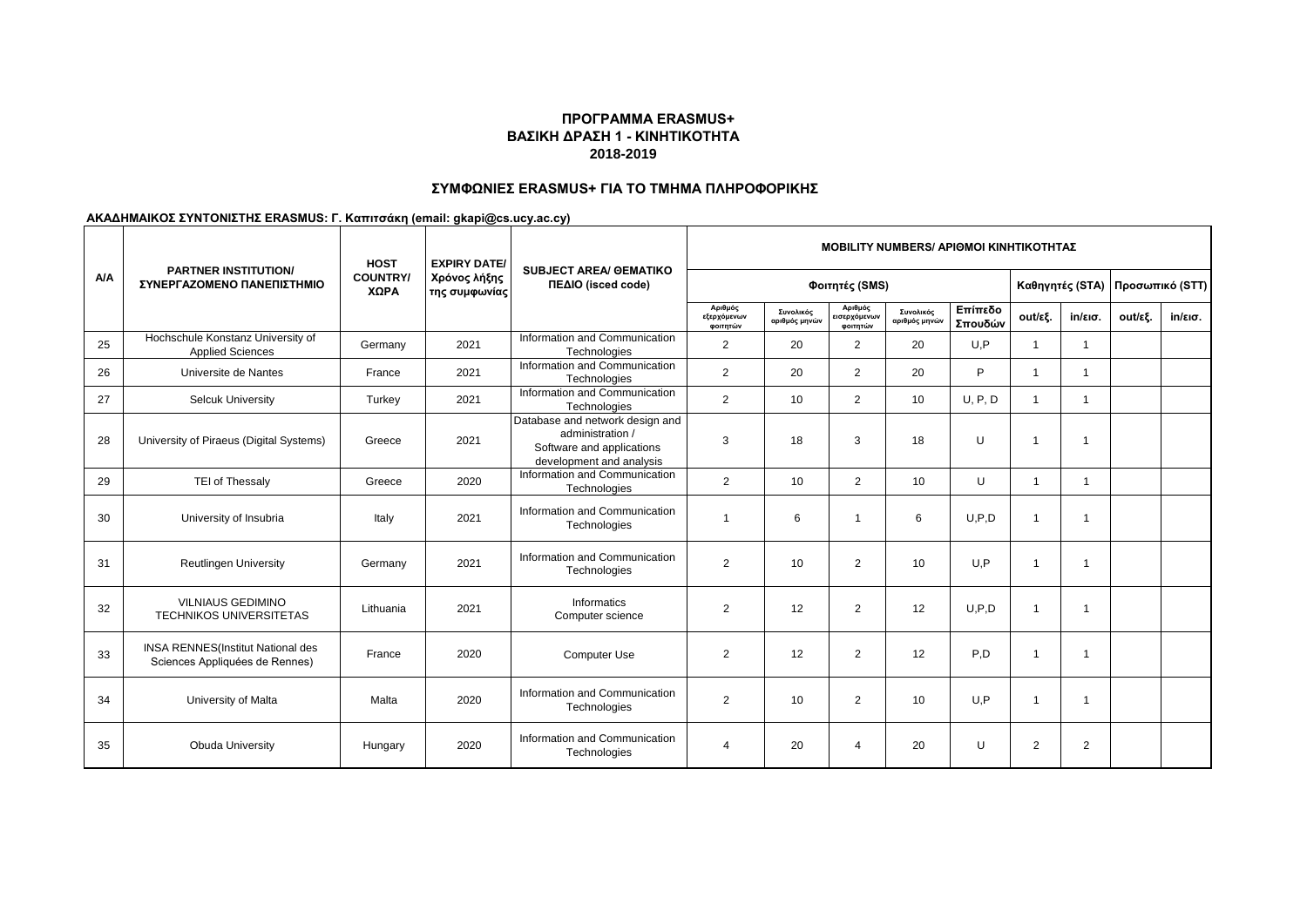**ΠΡΟΓΡΑΜΜΑ ERASMUS+**
**ΒΑΣΙΚΗ ΔΡΑΣΗ 1 - ΚΙΝΗΤΙΚΟΤΗΤΑ**
**2018-2019**

**ΣΥΜΦΩΝΙΕΣ ERASMUS+ ΓΙΑ ΤΟ ΤΜΗΜΑ ΠΛΗΡΟΦΟΡΙΚΗΣ**

**ΑΚΑΔΗΜΑΙΚΟΣ ΣΥΝΤΟΝΙΣΤΗΣ ERASMUS: Γ. Καπιτσάκη (email: gkapi@cs.ucy.ac.cy)**

| Α/Α | PARTNER INSTITUTION/ ΣΥΝΕΡΓΑΖΟΜΕΝΟ ΠΑΝΕΠΙΣΤΗΜΙΟ | HOST COUNTRY/ ΧΩΡΑ | EXPIRY DATE/ Χρόνος λήξης της συμφωνίας | SUBJECT AREA/ ΘΕΜΑΤΙΚΟ ΠΕΔΙΟ (isced code) | MOBILITY NUMBERS/ ΑΡΙΘΜΟΙ ΚΙΝΗΤΙΚΟΤΗΤΑΣ | | | | | | | | |
|---|---|---|---|---|---|---|---|---|---|---|---|---|---|
| | | | | | Φοιτητές (SMS) | | | | | Καθηγητές (STA) | | Προσωπικό (STT) | |
| | | | | | Αριθμός εξερχόμενων φοιτητών | Συνολικός αριθμός μηνών | Αριθμός εισερχόμενων φοιτητών | Συνολικός αριθμός μηνών | Επίπεδο Σπουδών | out/εξ. | in/εισ. | out/εξ. | in/εισ. |
| 25 | Hochschule Konstanz University of Applied Sciences | Germany | 2021 | Information and Communication Technologies | 2 | 20 | 2 | 20 | U,P | 1 | 1 | | |
| 26 | Universite de Nantes | France | 2021 | Information and Communication Technologies | 2 | 20 | 2 | 20 | P | 1 | 1 | | |
| 27 | Selcuk University | Turkey | 2021 | Information and Communication Technologies | 2 | 10 | 2 | 10 | U, P, D | 1 | 1 | | |
| 28 | University of Piraeus (Digital Systems) | Greece | 2021 | Database and network design and administration / Software and applications development and analysis | 3 | 18 | 3 | 18 | U | 1 | 1 | | |
| 29 | TEI of Thessaly | Greece | 2020 | Information and Communication Technologies | 2 | 10 | 2 | 10 | U | 1 | 1 | | |
| 30 | University of Insubria | Italy | 2021 | Information and Communication Technologies | 1 | 6 | 1 | 6 | U,P,D | 1 | 1 | | |
| 31 | Reutlingen University | Germany | 2021 | Information and Communication Technologies | 2 | 10 | 2 | 10 | U,P | 1 | 1 | | |
| 32 | VILNIAUS GEDIMINO TECHNIKOS UNIVERSITETAS | Lithuania | 2021 | Informatics Computer science | 2 | 12 | 2 | 12 | U,P,D | 1 | 1 | | |
| 33 | INSA RENNES(Institut National des Sciences Appliquées de Rennes) | France | 2020 | Computer Use | 2 | 12 | 2 | 12 | P,D | 1 | 1 | | |
| 34 | University of Malta | Malta | 2020 | Information and Communication Technologies | 2 | 10 | 2 | 10 | U,P | 1 | 1 | | |
| 35 | Obuda University | Hungary | 2020 | Information and Communication Technologies | 4 | 20 | 4 | 20 | U | 2 | 2 | | |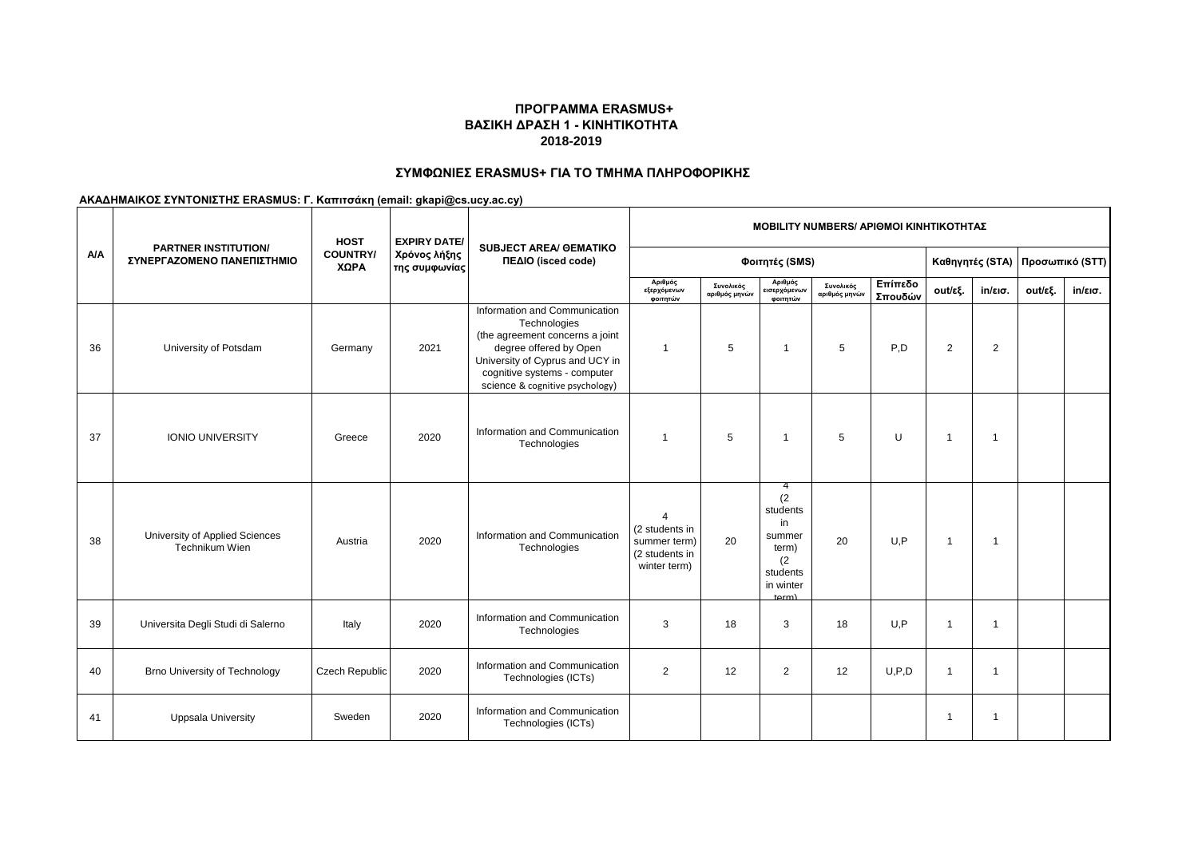**ΠΡΟΓΡΑΜΜΑ ERASMUS+**
**ΒΑΣΙΚΗ ΔΡΑΣΗ 1 - ΚΙΝΗΤΙΚΟΤΗΤΑ**
**2018-2019**

**ΣΥΜΦΩΝΙΕΣ ERASMUS+ ΓΙΑ ΤΟ ΤΜΗΜΑ ΠΛΗΡΟΦΟΡΙΚΗΣ**

**ΑΚΑΔΗΜΑΙΚΟΣ ΣΥΝΤΟΝΙΣΤΗΣ ERASMUS: Γ. Καπιτσάκη (email: gkapi@cs.ucy.ac.cy)**

| A/A | PARTNER INSTITUTION/ ΣΥΝΕΡΓΑΖΟΜΕΝΟ ΠΑΝΕΠΙΣΤΗΜΙΟ | HOST COUNTRY/ ΧΩΡΑ | EXPIRY DATE/ Χρόνος λήξης της συμφωνίας | SUBJECT AREA/ ΘΕΜΑΤΙΚΟ ΠΕΔΙΟ (isced code) | MOBILITY NUMBERS/ ΑΡΙΘΜΟΙ ΚΙΝΗΤΙΚΟΤΗΤΑΣ | | | | | | | | |
|---|---|---|---|---|---|---|---|---|---|---|---|---|---|
| | | | | | Φοιτητές (SMS) | | | | | Καθηγητές (STA) | | Προσωπικό (STT) | |
| | | | | | Αριθμός εξερχόμενων φοιτητών | Συνολικός αριθμός μηνών | Αριθμός εισερχόμενων φοιτητών | Συνολικός αριθμός μηνών | Επίπεδο Σπουδών | out/εξ. | in/εισ. | out/εξ. | in/εισ. |
| 36 | University of Potsdam | Germany | 2021 | Information and Communication Technologies (the agreement concerns a joint degree offered by Open University of Cyprus and UCY in cognitive systems - computer science & cognitive psychology) | 1 | 5 | 1 | 5 | P,D | 2 | 2 | | |
| 37 | IONIO UNIVERSITY | Greece | 2020 | Information and Communication Technologies | 1 | 5 | 1 | 5 | U | 1 | 1 | | |
| 38 | University of Applied Sciences Technikum Wien | Austria | 2020 | Information and Communication Technologies | 4 (2 students in summer term) (2 students in winter term) | 20 | 4 (2 students in summer term) (2 students in winter term) | 20 | U,P | 1 | 1 | | |
| 39 | Universita Degli Studi di Salerno | Italy | 2020 | Information and Communication Technologies | 3 | 18 | 3 | 18 | U,P | 1 | 1 | | |
| 40 | Brno University of Technology | Czech Republic | 2020 | Information and Communication Technologies (ICTs) | 2 | 12 | 2 | 12 | U,P,D | 1 | 1 | | |
| 41 | Uppsala University | Sweden | 2020 | Information and Communication Technologies (ICTs) | | | | | | 1 | 1 | | |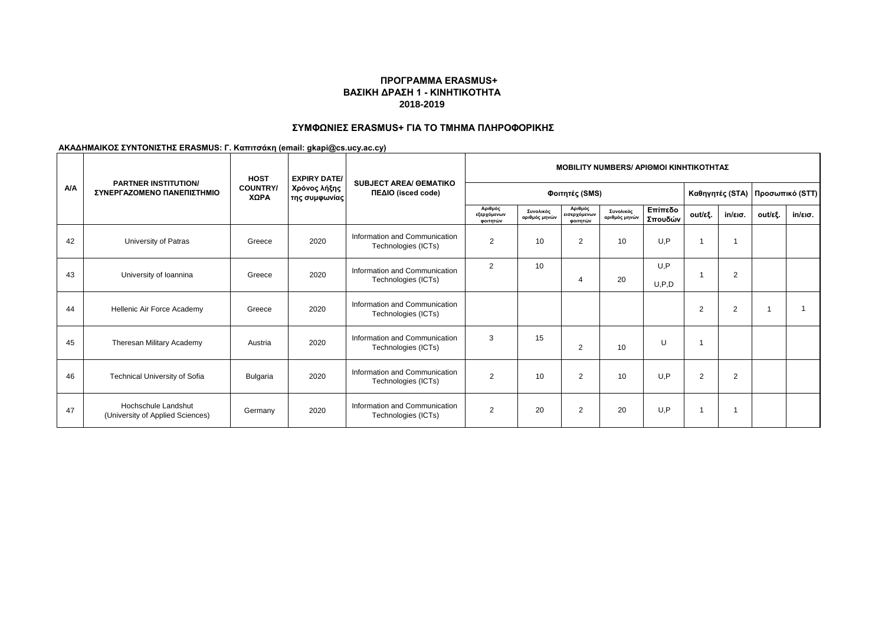**ΠΡΟΓΡΑΜΜΑ ERASMUS+**
**ΒΑΣΙΚΗ ΔΡΑΣΗ 1 - ΚΙΝΗΤΙΚΟΤΗΤΑ**
**2018-2019**

**ΣΥΜΦΩΝΙΕΣ ERASMUS+ ΓΙΑ ΤΟ ΤΜΗΜΑ ΠΛΗΡΟΦΟΡΙΚΗΣ**

**ΑΚΑΔΗΜΑΙΚΟΣ ΣΥΝΤΟΝΙΣΤΗΣ ERASMUS: Γ. Καπιτσάκη (email: gkapi@cs.ucy.ac.cy)**

| Α/Α | PARTNER INSTITUTION/ ΣΥΝΕΡΓΑΖΟΜΕΝΟ ΠΑΝΕΠΙΣΤΗΜΙΟ | HOST COUNTRY/ ΧΩΡΑ | EXPIRY DATE/ Χρόνος λήξης της συμφωνίας | SUBJECT AREA/ ΘΕΜΑΤΙΚΟ ΠΕΔΙΟ (isced code) | MOBILITY NUMBERS/ ΑΡΙΘΜΟΙ ΚΙΝΗΤΙΚΟΤΗΤΑΣ | | | | | | | | |
|---|---|---|---|---|---|---|---|---|---|---|---|---|---|
| | | | | | Φοιτητές (SMS) | | | | | Καθηγητές (STA) | | Προσωπικό (STT) | |
| | | | | | Αριθμός εξερχόμενων φοιτητών | Συνολικός αριθμός μηνών | Αριθμός εισερχόμενων φοιτητών | Συνολικός αριθμός μηνών | Επίπεδο Σπουδών | out/εξ. | in/εισ. | out/εξ. | in/εισ. |
| 42 | University of Patras | Greece | 2020 | Information and Communication Technologies (ICTs) | 2 | 10 | 2 | 10 | U,P | 1 | 1 | | |
| 43 | University of Ioannina | Greece | 2020 | Information and Communication Technologies (ICTs) | 2 | 10 | 4 | 20 | U,P<br>U,P,D | 1 | 2 | | |
| 44 | Hellenic Air Force Academy | Greece | 2020 | Information and Communication Technologies (ICTs) | | | | | | 2 | 2 | 1 | 1 |
| 45 | Theresan Military Academy | Austria | 2020 | Information and Communication Technologies (ICTs) | 3 | 15 | 2 | 10 | U | 1 | | | |
| 46 | Technical University of Sofia | Bulgaria | 2020 | Information and Communication Technologies (ICTs) | 2 | 10 | 2 | 10 | U,P | 2 | 2 | | |
| 47 | Hochschule Landshut (University of Applied Sciences) | Germany | 2020 | Information and Communication Technologies (ICTs) | 2 | 20 | 2 | 20 | U,P | 1 | 1 | | |